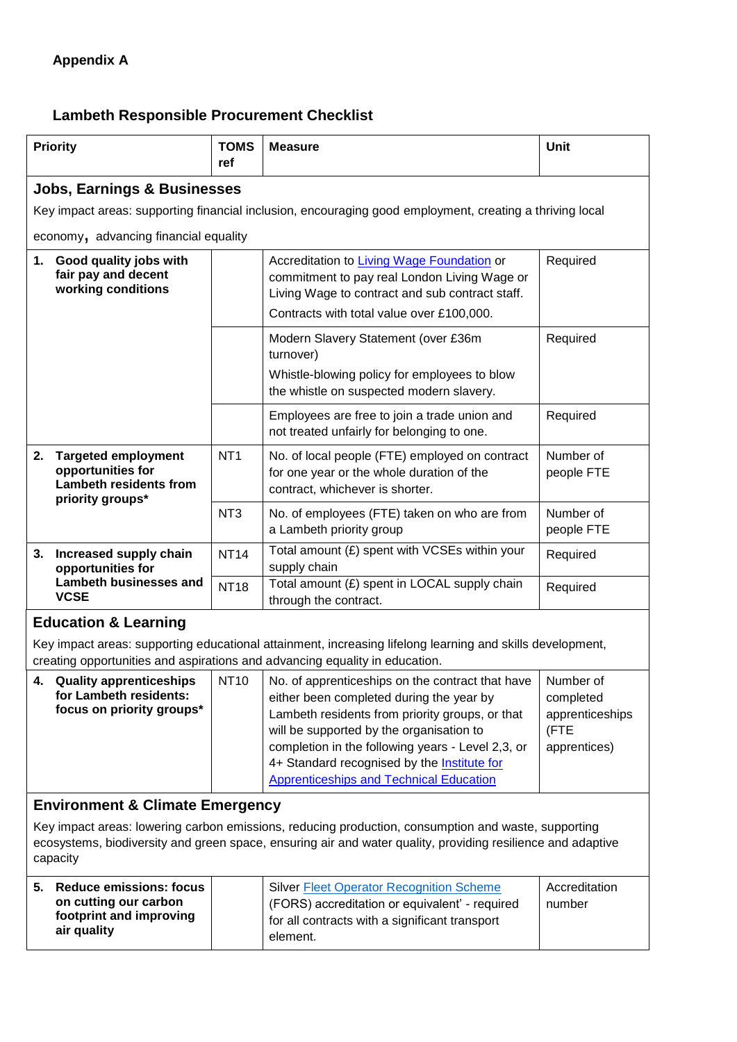**Appendix A**

## Lambeth Responsible Procurement Checklist

| Priority | TOMS ref | Measure | Unit |
|---|---|---|---|
| **Jobs, Earnings & Businesses**<br>Key impact areas: supporting financial inclusion, encouraging good employment, creating a thriving local economy, advancing financial equality | | | |
| **1. Good quality jobs with fair pay and decent working conditions** | | Accreditation to Living Wage Foundation or commitment to pay real London Living Wage or Living Wage to contract and sub contract staff.<br>Contracts with total value over £100,000. | Required |
| | | Modern Slavery Statement (over £36m turnover)<br>Whistle-blowing policy for employees to blow the whistle on suspected modern slavery. | Required |
| | | Employees are free to join a trade union and not treated unfairly for belonging to one. | Required |
| **2. Targeted employment opportunities for Lambeth residents from priority groups*** | NT1 | No. of local people (FTE) employed on contract for one year or the whole duration of the contract, whichever is shorter. | Number of people FTE |
| | NT3 | No. of employees (FTE) taken on who are from a Lambeth priority group | Number of people FTE |
| **3. Increased supply chain opportunities for Lambeth businesses and VCSE** | NT14 | Total amount (£) spent with VCSEs within your supply chain | Required |
| | NT18 | Total amount (£) spent in LOCAL supply chain through the contract. | Required |
| **Education & Learning**<br>Key impact areas: supporting educational attainment, increasing lifelong learning and skills development, creating opportunities and aspirations and advancing equality in education. | | | |
| **4. Quality apprenticeships for Lambeth residents: focus on priority groups*** | NT10 | No. of apprenticeships on the contract that have either been completed during the year by Lambeth residents from priority groups, or that will be supported by the organisation to completion in the following years - Level 2,3, or 4+ Standard recognised by the Institute for Apprenticeships and Technical Education | Number of completed apprenticeships (FTE apprentices) |
| **Environment & Climate Emergency**<br>Key impact areas: lowering carbon emissions, reducing production, consumption and waste, supporting ecosystems, biodiversity and green space, ensuring air and water quality, providing resilience and adaptive capacity | | | |
| **5. Reduce emissions: focus on cutting our carbon footprint and improving air quality** | | Silver Fleet Operator Recognition Scheme (FORS) accreditation or equivalent' - required for all contracts with a significant transport element. | Accreditation number |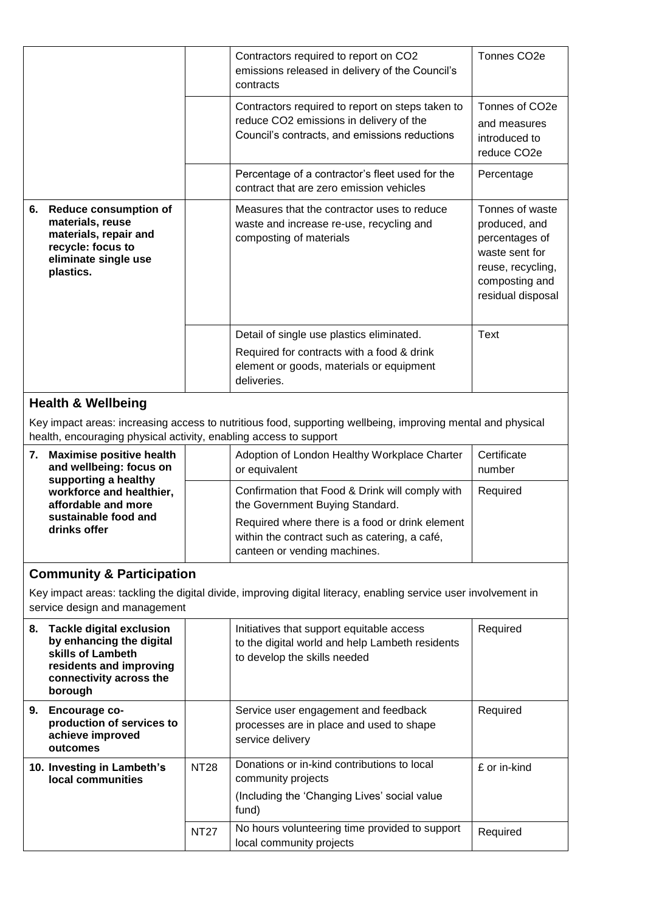| | | | |
|---|---|---|---|
| | | Contractors required to report on $CO_2$ emissions released in delivery of the Council's contracts | Tonnes $CO_2e$ |
| | | Contractors required to report on steps taken to reduce $CO_2$ emissions in delivery of the Council's contracts, and emissions reductions | Tonnes of $CO_2e$ and measures introduced to reduce $CO_2e$ |
| | | Percentage of a contractor's fleet used for the contract that are zero emission vehicles | Percentage |
| **6. Reduce consumption of materials, reuse materials, repair and recycle: focus to eliminate single use plastics.** | | Measures that the contractor uses to reduce waste and increase re-use, recycling and composting of materials | Tonnes of waste produced, and percentages of waste sent for reuse, recycling, composting and residual disposal |
| | | Detail of single use plastics eliminated. Required for contracts with a food & drink element or goods, materials or equipment deliveries. | Text |

## Health & Wellbeing

Key impact areas: increasing access to nutritious food, supporting wellbeing, improving mental and physical health, encouraging physical activity, enabling access to support

| | | | |
|---|---|---|---|
| **7. Maximise positive health and wellbeing: focus on supporting a healthy workforce and healthier, affordable and more sustainable food and drinks offer** | | Adoption of London Healthy Workplace Charter or equivalent | Certificate number |
| | | Confirmation that Food & Drink will comply with the Government Buying Standard. Required where there is a food or drink element within the contract such as catering, a café, canteen or vending machines. | Required |

## Community & Participation

Key impact areas: tackling the digital divide, improving digital literacy, enabling service user involvement in service design and management

| | | | |
|---|---|---|---|
| **8. Tackle digital exclusion by enhancing the digital skills of Lambeth residents and improving connectivity across the borough** | | Initiatives that support equitable access to the digital world and help Lambeth residents to develop the skills needed | Required |
| **9. Encourage co-production of services to achieve improved outcomes** | | Service user engagement and feedback processes are in place and used to shape service delivery | Required |
| **10. Investing in Lambeth's local communities** | NT28 | Donations or in-kind contributions to local community projects (Including the 'Changing Lives' social value fund) | £ or in-kind |
| | NT27 | No hours volunteering time provided to support local community projects | Required |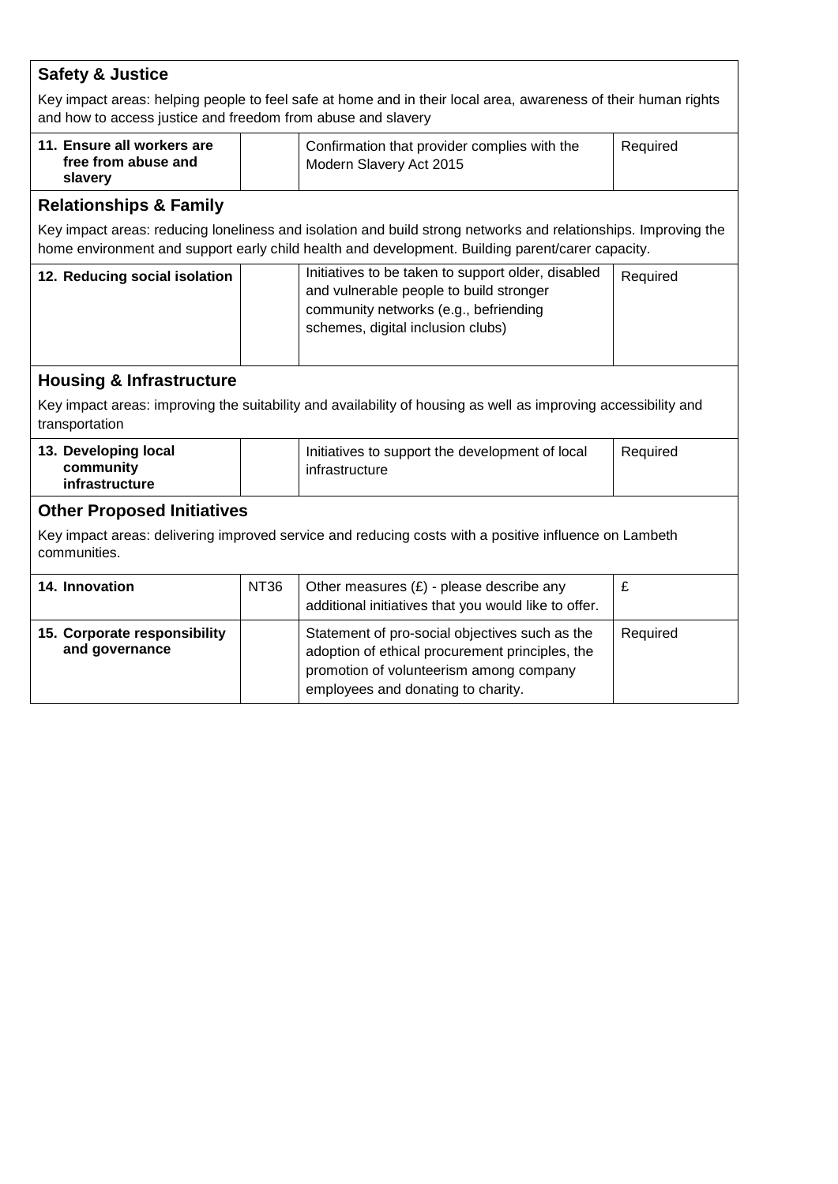| | | | |
|---|---|---|---|
| **Safety & Justice**<br>Key impact areas: helping people to feel safe at home and in their local area, awareness of their human rights and how to access justice and freedom from abuse and slavery | | | |
| **11. Ensure all workers are free from abuse and slavery** | | Confirmation that provider complies with the Modern Slavery Act 2015 | Required |
| **Relationships & Family**<br>Key impact areas: reducing loneliness and isolation and build strong networks and relationships. Improving the home environment and support early child health and development. Building parent/carer capacity. | | | |
| **12. Reducing social isolation** | | Initiatives to be taken to support older, disabled and vulnerable people to build stronger community networks (e.g., befriending schemes, digital inclusion clubs) | Required |
| **Housing & Infrastructure**<br>Key impact areas: improving the suitability and availability of housing as well as improving accessibility and transportation | | | |
| **13. Developing local community infrastructure** | | Initiatives to support the development of local infrastructure | Required |
| **Other Proposed Initiatives**<br>Key impact areas: delivering improved service and reducing costs with a positive influence on Lambeth communities. | | | |
| **14. Innovation** | NT36 | Other measures (£) - please describe any additional initiatives that you would like to offer. | £ |
| **15. Corporate responsibility and governance** | | Statement of pro-social objectives such as the adoption of ethical procurement principles, the promotion of volunteerism among company employees and donating to charity. | Required |